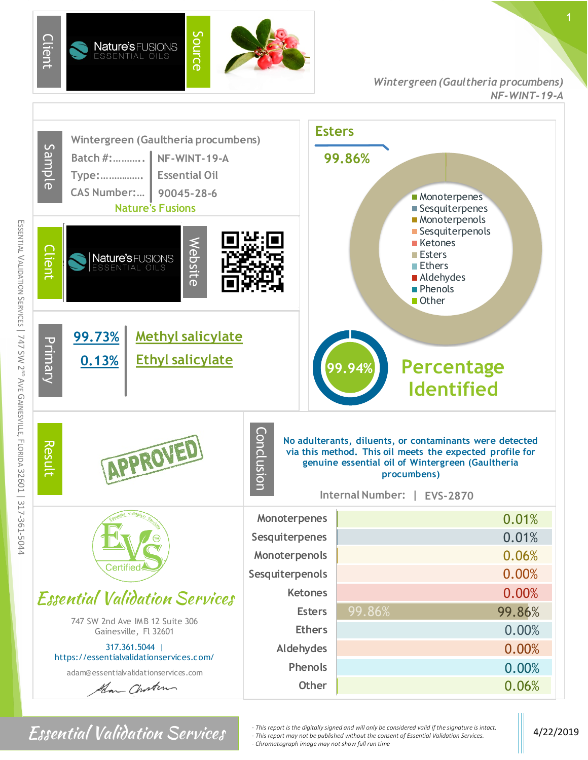**Client:** Nature's FUSIONS ESSENTIAL OILS | **Source**

*Wintergreen (Gaultheria procumbens)*
*NF-WINT-19-A*

## Sample

Wintergreen (Gaultheria procumbens)

| | |
|---|---|
| Batch #:.......... | NF-WINT-19-A |
| Type:............... | Essential Oil |
| CAS Number:... | 90045-28-6 |

Nature's Fusions

**Client:** Nature's FUSIONS ESSENTIAL OILS | **Website**

## Primary

| | |
|---|---|
| 99.73% | Methyl salicylate |
| 0.13% | Ethyl salicylate |

## Esters

99.86%

- Monoterpenes
- Sesquiterpenes
- Monoterpenols
- Sesquiterpenols
- Ketones
- Esters
- Ethers
- Aldehydes
- Phenols
- Other

99.94% **Percentage Identified**

## Result

APPROVED

## Conclusion

No adulterants, diluents, or contaminants were detected via this method. This oil meets the expected profile for genuine essential oil of Wintergreen (Gaultheria procumbens)

Internal Number: | EVS-2870

| Class | Percentage |
|---|---|
| Monoterpenes | 0.01% |
| Sesquiterpenes | 0.01% |
| Monoterpenols | 0.06% |
| Sesquiterpenols | 0.00% |
| Ketones | 0.00% |
| Esters | 99.86% |
| Ethers | 0.00% |
| Aldehydes | 0.00% |
| Phenols | 0.00% |
| Other | 0.06% |

EVS Certified

*Essential Validation Services*

747 SW 2nd Ave IMB 12 Suite 306
Gainesville, Fl 32601

317.361.5044 | https://essentialvalidationservices.com/

adam@essentialvalidationservices.com

Essential Validation Services | 747 SW 2nd Ave Gainesville, Florida 32601 | 317-361-5044

*Essential Validation Services*

- *This report is the digitally signed and will only be considered valid if the signature is intact.*
- *This report may not be published without the consent of Essential Validation Services.*
- *Chromatograph image may not show full run time*

4/22/2019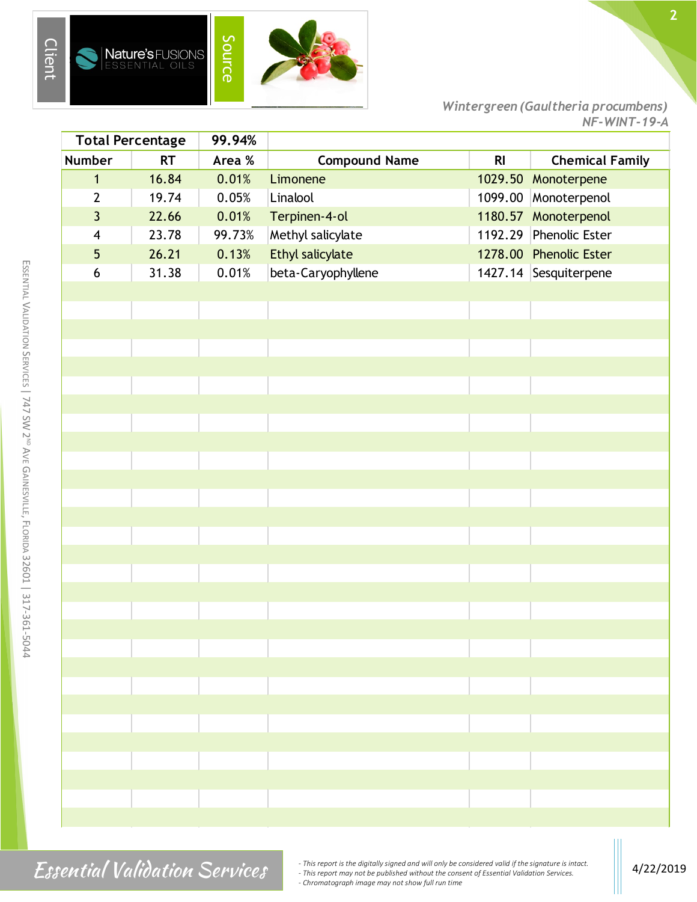Client | Nature's FUSIONS ESSENTIAL OILS | Source

*Wintergreen (Gaultheria procumbens)*
*NF-WINT-19-A*

| Total Percentage | | 99.94% | | | |
|---|---|---|---|---|---|
| **Number** | **RT** | **Area %** | **Compound Name** | **RI** | **Chemical Family** |
| 1 | 16.84 | 0.01% | Limonene | 1029.50 | Monoterpene |
| 2 | 19.74 | 0.05% | Linalool | 1099.00 | Monoterpenol |
| 3 | 22.66 | 0.01% | Terpinen-4-ol | 1180.57 | Monoterpenol |
| 4 | 23.78 | 99.73% | Methyl salicylate | 1192.29 | Phenolic Ester |
| 5 | 26.21 | 0.13% | Ethyl salicylate | 1278.00 | Phenolic Ester |
| 6 | 31.38 | 0.01% | beta-Caryophyllene | 1427.14 | Sesquiterpene |

Essential Validation Services | 747 SW 2nd Ave Gainesville, Florida 32601 | 317-361-5044

*Essential Validation Services*

*- This report is the digitally signed and will only be considered valid if the signature is intact.*
*- This report may not be published without the consent of Essential Validation Services.*
*- Chromatograph image may not show full run time*

4/22/2019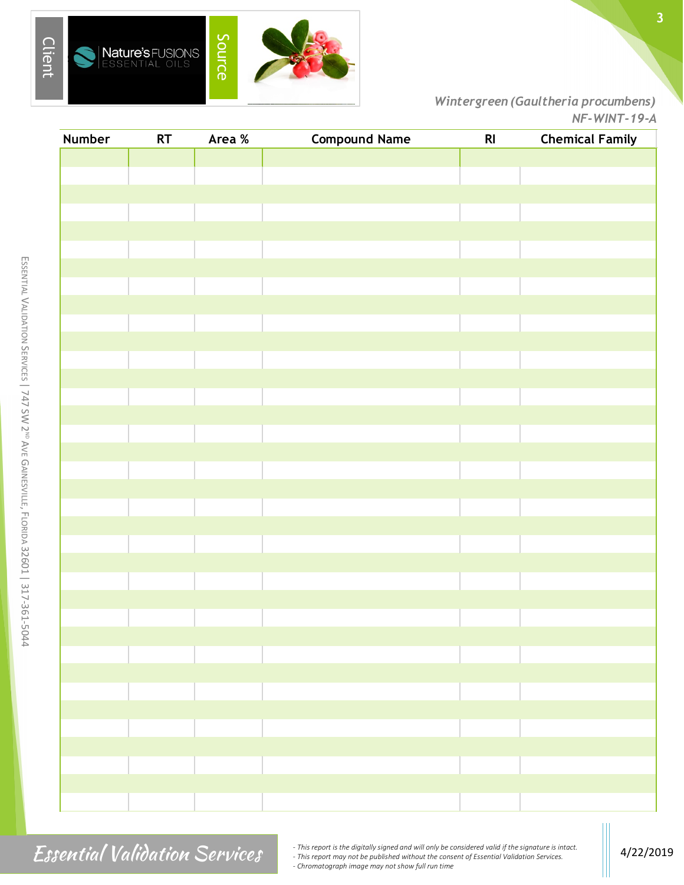Client

Nature's FUSIONS ESSENTIAL OILS

Source

*Wintergreen (Gaultheria procumbens)*
*NF-WINT-19-A*

| Number | RT | Area % | Compound Name | RI | Chemical Family |
|---|---|---|---|---|---|
| | | | | | |

ESSENTIAL VALIDATION SERVICES | 747 SW 2ND AVE GAINESVILLE, FLORIDA 32601 | 317-361-5044

Essential Validation Services

- *This report is the digitally signed and will only be considered valid if the signature is intact.*
- *This report may not be published without the consent of Essential Validation Services.*
- *Chromatograph image may not show full run time*

4/22/2019